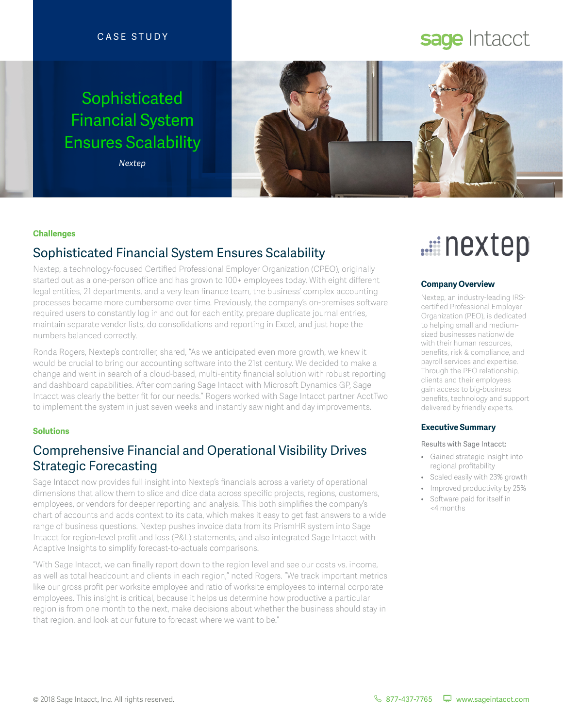CASE STUDY

# Sophisticated Financial System Ensures Scalability

*Nextep*

**Challenges**

## Sophisticated Financial System Ensures Scalability

Nextep, a technology-focused Certified Professional Employer Organization (CPEO), originally started out as a one-person office and has grown to 100+ employees today. With eight different legal entities, 21 departments, and a very lean finance team, the business' complex accounting processes became more cumbersome over time. Previously, the company's on-premises software required users to constantly log in and out for each entity, prepare duplicate journal entries, maintain separate vendor lists, do consolidations and reporting in Excel, and just hope the numbers balanced correctly.

Ronda Rogers, Nextep's controller, shared, "As we anticipated even more growth, we knew it would be crucial to bring our accounting software into the 21st century. We decided to make a change and went in search of a cloud-based, multi-entity financial solution with robust reporting and dashboard capabilities. After comparing Sage Intacct with Microsoft Dynamics GP, Sage Intacct was clearly the better fit for our needs." Rogers worked with Sage Intacct partner AcctTwo to implement the system in just seven weeks and instantly saw night and day improvements.

**Solutions**

## Comprehensive Financial and Operational Visibility Drives Strategic Forecasting

Sage Intacct now provides full insight into Nextep's financials across a variety of operational dimensions that allow them to slice and dice data across specific projects, regions, customers, employees, or vendors for deeper reporting and analysis. This both simplifies the company's chart of accounts and adds context to its data, which makes it easy to get fast answers to a wide range of business questions. Nextep pushes invoice data from its PrismHR system into Sage Intacct for region-level profit and loss (P&L) statements, and also integrated Sage Intacct with Adaptive Insights to simplify forecast-to-actuals comparisons.

"With Sage Intacct, we can finally report down to the region level and see our costs vs. income, as well as total headcount and clients in each region," noted Rogers. "We track important metrics like our gross profit per worksite employee and ratio of worksite employees to internal corporate employees. This insight is critical, because it helps us determine how productive a particular region is from one month to the next, make decisions about whether the business should stay in that region, and look at our future to forecast where we want to be."

### Company Overview

Nextep, an industry-leading IRS-certified Professional Employer Organization (PEO), is dedicated to helping small and medium-sized businesses nationwide with their human resources, benefits, risk & compliance, and payroll services and expertise. Through the PEO relationship, clients and their employees gain access to big-business benefits, technology and support delivered by friendly experts.

### Executive Summary

Results with Sage Intacct:

- Gained strategic insight into regional profitability
- Scaled easily with 23% growth
- Improved productivity by 25%
- Software paid for itself in <4 months

© 2018 Sage Intacct, Inc. All rights reserved. 877-437-7765 www.sageintacct.com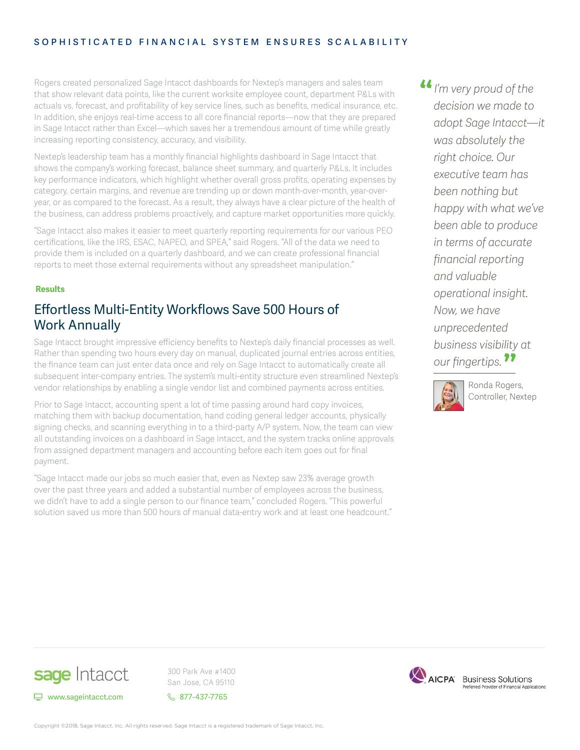SOPHISTICATED FINANCIAL SYSTEM ENSURES SCALABILITY

Rogers created personalized Sage Intacct dashboards for Nextep's managers and sales team that show relevant data points, like the current worksite employee count, department P&Ls with actuals vs. forecast, and profitability of key service lines, such as benefits, medical insurance, etc. In addition, she enjoys real-time access to all core financial reports—now that they are prepared in Sage Intacct rather than Excel—which saves her a tremendous amount of time while greatly increasing reporting consistency, accuracy, and visibility.

Nextep's leadership team has a monthly financial highlights dashboard in Sage Intacct that shows the company's working forecast, balance sheet summary, and quarterly P&Ls. It includes key performance indicators, which highlight whether overall gross profits, operating expenses by category, certain margins, and revenue are trending up or down month-over-month, year-over-year, or as compared to the forecast. As a result, they always have a clear picture of the health of the business, can address problems proactively, and capture market opportunities more quickly.

"Sage Intacct also makes it easier to meet quarterly reporting requirements for our various PEO certifications, like the IRS, ESAC, NAPEO, and SPEA," said Rogers. "All of the data we need to provide them is included on a quarterly dashboard, and we can create professional financial reports to meet those external requirements without any spreadsheet manipulation."

**Results**

## Effortless Multi-Entity Workflows Save 500 Hours of Work Annually

Sage Intacct brought impressive efficiency benefits to Nextep's daily financial processes as well. Rather than spending two hours every day on manual, duplicated journal entries across entities, the finance team can just enter data once and rely on Sage Intacct to automatically create all subsequent inter-company entries. The system's multi-entity structure even streamlined Nextep's vendor relationships by enabling a single vendor list and combined payments across entities.

Prior to Sage Intacct, accounting spent a lot of time passing around hard copy invoices, matching them with backup documentation, hand coding general ledger accounts, physically signing checks, and scanning everything in to a third-party A/P system. Now, the team can view all outstanding invoices on a dashboard in Sage Intacct, and the system tracks online approvals from assigned department managers and accounting before each item goes out for final payment.

"Sage Intacct made our jobs so much easier that, even as Nextep saw 23% average growth over the past three years and added a substantial number of employees across the business, we didn't have to add a single person to our finance team," concluded Rogers. "This powerful solution saved us more than 500 hours of manual data-entry work and at least one headcount."

> *"I'm very proud of the decision we made to adopt Sage Intacct—it was absolutely the right choice. Our executive team has been nothing but happy with what we've been able to produce in terms of accurate financial reporting and valuable operational insight. Now, we have unprecedented business visibility at our fingertips."*
>
> Ronda Rogers, Controller, Nextep

sage Intacct

www.sageintacct.com

300 Park Ave #1400
San Jose, CA 95110

877-437-7765

AICPA Business Solutions
Preferred Provider of Financial Applications

Copyright ©2018, Sage Intacct, Inc. All rights reserved. Sage Intacct is a registered trademark of Sage Intacct, Inc.